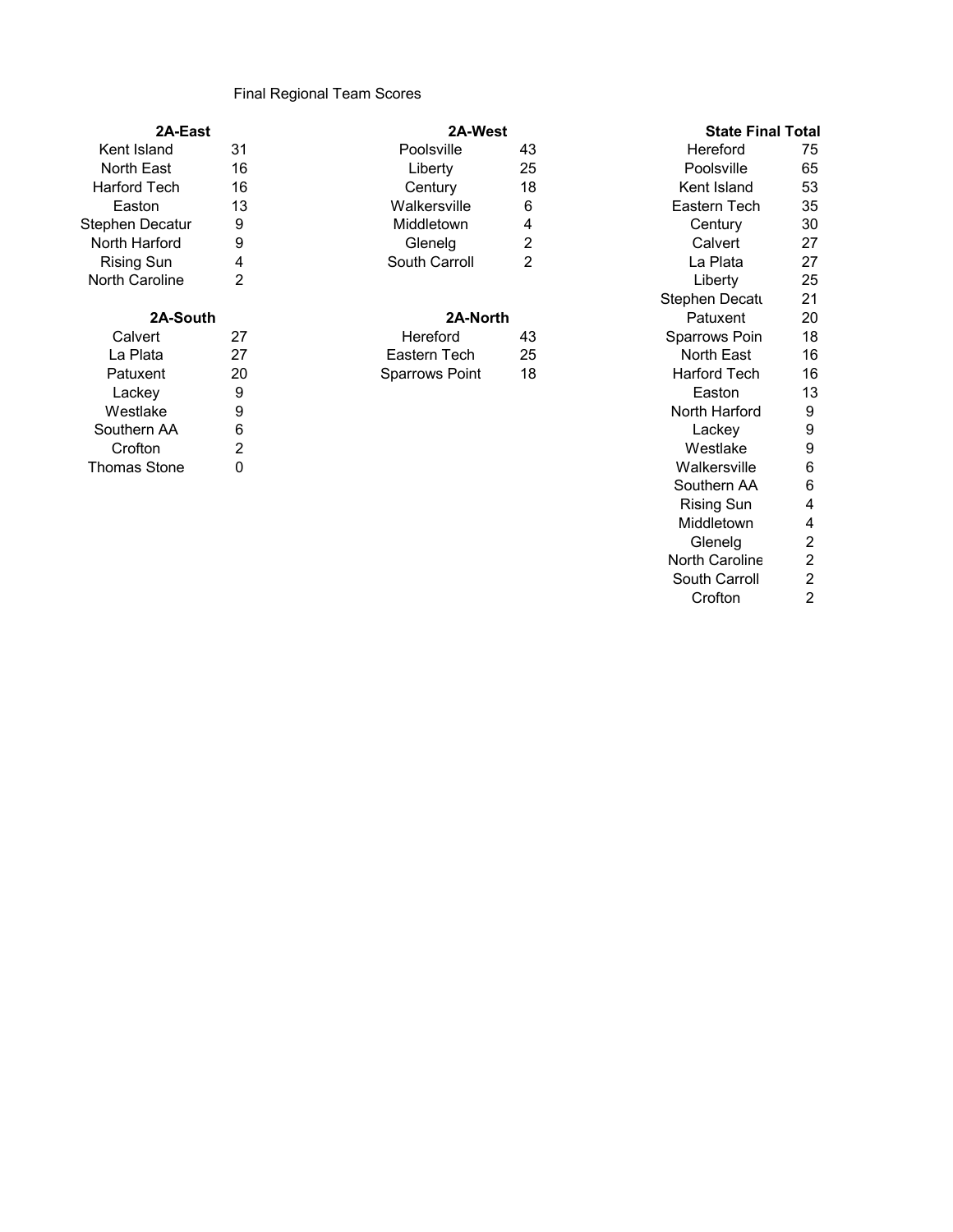Final Regional Team Scores

| 2A-East | |
|---|---|
| Kent Island | 31 |
| North East | 16 |
| Harford Tech | 16 |
| Easton | 13 |
| Stephen Decatur | 9 |
| North Harford | 9 |
| Rising Sun | 4 |
| North Caroline | 2 |

| 2A-South | |
|---|---|
| Calvert | 27 |
| La Plata | 27 |
| Patuxent | 20 |
| Lackey | 9 |
| Westlake | 9 |
| Southern AA | 6 |
| Crofton | 2 |
| Thomas Stone | 0 |

| 2A-West | |
|---|---|
| Poolsville | 43 |
| Liberty | 25 |
| Century | 18 |
| Walkersville | 6 |
| Middletown | 4 |
| Glenelg | 2 |
| South Carroll | 2 |

| 2A-North | |
|---|---|
| Hereford | 43 |
| Eastern Tech | 25 |
| Sparrows Point | 18 |

| State Final Total | |
|---|---|
| Hereford | 75 |
| Poolsville | 65 |
| Kent Island | 53 |
| Eastern Tech | 35 |
| Century | 30 |
| Calvert | 27 |
| La Plata | 27 |
| Liberty | 25 |
| Stephen Decatu | 21 |
| Patuxent | 20 |
| Sparrows Poin | 18 |
| North East | 16 |
| Harford Tech | 16 |
| Easton | 13 |
| North Harford | 9 |
| Lackey | 9 |
| Westlake | 9 |
| Walkersville | 6 |
| Southern AA | 6 |
| Rising Sun | 4 |
| Middletown | 4 |
| Glenelg | 2 |
| North Caroline | 2 |
| South Carroll | 2 |
| Crofton | 2 |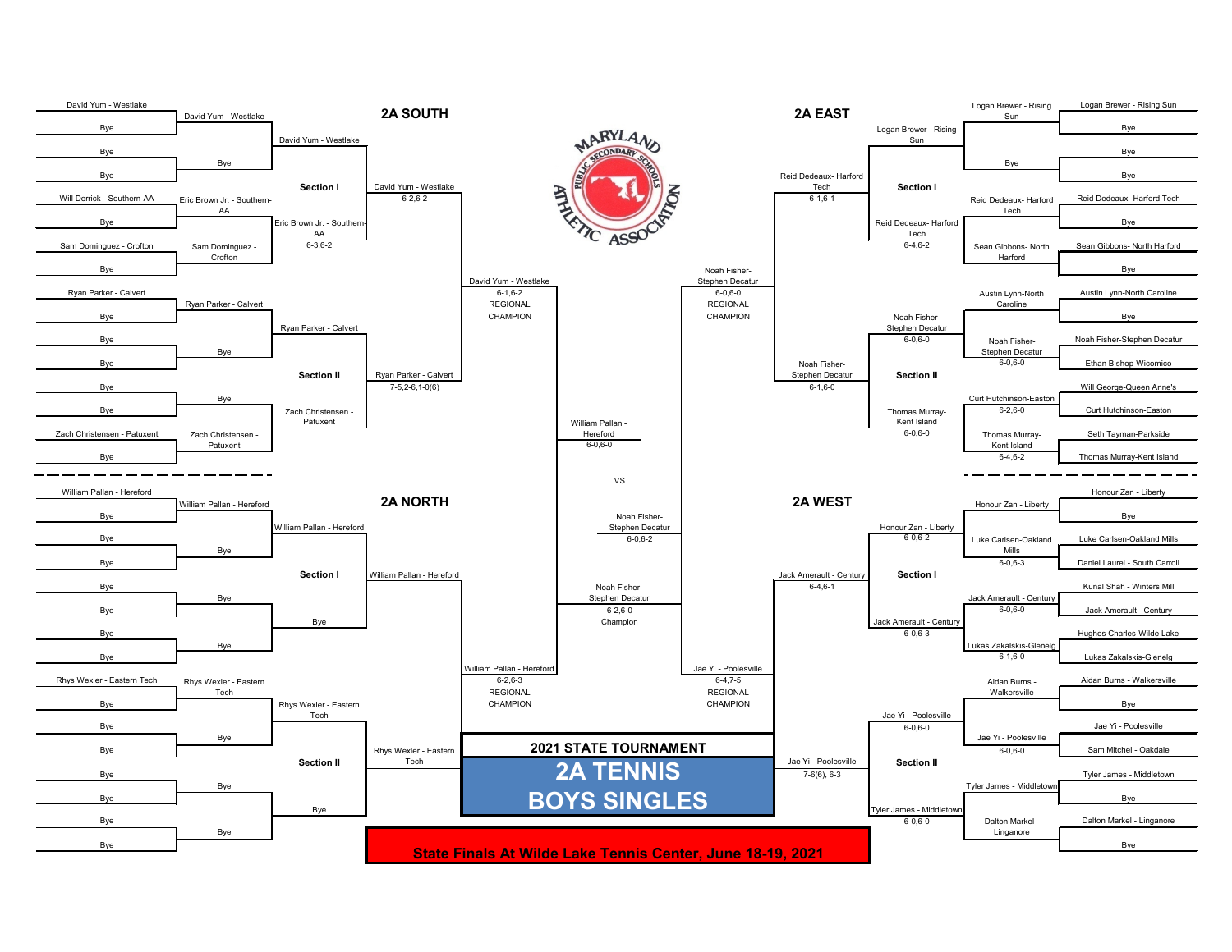# 2021 STATE TOURNAMENT

# 2A TENNIS BOYS SINGLES

**State Finals At Wilde Lake Tennis Center, June 18-19, 2021**

## 2A SOUTH

### Section I

**First Round**
- David Yum - Westlake vs Bye
- Bye vs Bye
- Will Derrick - Southern-AA vs Bye
- Sam Dominguez - Crofton vs Bye

**Second Round**
- David Yum - Westlake
- Bye
- Eric Brown Jr. - Southern-AA
- Sam Dominguez - Crofton

**Quarterfinals**
- David Yum - Westlake
- Eric Brown Jr. - Southern-AA 6-3,6-2

**Section I Final**
- David Yum - Westlake 6-2,6-2

### Section II

**First Round**
- Ryan Parker - Calvert vs Bye
- Bye vs Bye
- Bye vs Bye
- Zach Christensen - Patuxent vs Bye

**Second Round**
- Ryan Parker - Calvert
- Bye
- Bye
- Zach Christensen - Patuxent

**Quarterfinals**
- Ryan Parker - Calvert
- Zach Christensen - Patuxent

**Section II Final**
- Ryan Parker - Calvert 7-5,2-6,1-0(6)

**Regional Champion**
- David Yum - Westlake 6-1,6-2 REGIONAL CHAMPION

## 2A EAST

### Section I

**First Round**
- Logan Brewer - Rising Sun vs Bye
- Bye vs Bye
- Reid Dedeaux- Harford Tech vs Bye
- Sean Gibbons- North Harford vs Bye

**Second Round**
- Logan Brewer - Rising Sun
- Bye
- Reid Dedeaux- Harford Tech
- Sean Gibbons- North Harford

**Quarterfinals**
- Logan Brewer - Rising Sun
- Reid Dedeaux- Harford Tech 6-4,6-2

**Section I Final**
- Reid Dedeaux- Harford Tech 6-1,6-1

### Section II

**First Round**
- Austin Lynn-North Caroline vs Bye
- Noah Fisher-Stephen Decatur vs Ethan Bishop-Wicomico
- Will George-Queen Anne's vs Curt Hutchinson-Easton
- Seth Tayman-Parkside vs Thomas Murray-Kent Island

**Second Round**
- Austin Lynn-North Caroline
- Noah Fisher-Stephen Decatur 6-0,6-0
- Curt Hutchinson-Easton 6-2,6-0
- Thomas Murray-Kent Island 6-4,6-2

**Quarterfinals**
- Noah Fisher-Stephen Decatur 6-0,6-0
- Thomas Murray-Kent Island 6-0,6-0

**Section II Final**
- Noah Fisher-Stephen Decatur 6-1,6-0

**Regional Champion**
- Noah Fisher-Stephen Decatur 6-0,6-0 REGIONAL CHAMPION

## 2A NORTH

### Section I

**First Round**
- William Pallan - Hereford vs Bye
- Bye vs Bye
- Bye vs Bye
- Bye vs Bye

**Second Round**
- William Pallan - Hereford
- Bye
- Bye
- Bye

**Quarterfinals**
- William Pallan - Hereford
- Bye

**Section I Final**
- William Pallan - Hereford

### Section II

**First Round**
- Rhys Wexler - Eastern Tech vs Bye
- Bye vs Bye
- Bye vs Bye
- Bye vs Bye

**Second Round**
- Rhys Wexler - Eastern Tech
- Bye
- Bye
- Bye

**Quarterfinals**
- Rhys Wexler - Eastern Tech
- Bye

**Section II Final**
- Rhys Wexler - Eastern Tech

**Regional Champion**
- William Pallan - Hereford 6-2,6-3 REGIONAL CHAMPION

## 2A WEST

### Section I

**First Round**
- Honour Zan - Liberty vs Bye
- Luke Carlsen-Oakland Mills vs Daniel Laurel - South Carroll
- Kunal Shah - Winters Mill vs Jack Amerault - Century
- Hughes Charles-Wilde Lake vs Lukas Zakalskis-Glenelg

**Second Round**
- Honour Zan - Liberty
- Luke Carlsen-Oakland Mills 6-0,6-3
- Jack Amerault - Century 6-0,6-0
- Lukas Zakalskis-Glenelg 6-1,6-0

**Quarterfinals**
- Honour Zan - Liberty 6-0,6-2
- Jack Amerault - Century 6-0,6-3

**Section I Final**
- Jack Amerault - Century 6-4,6-1

### Section II

**First Round**
- Aidan Burns - Walkersville vs Bye
- Jae Yi - Poolesville vs Sam Mitchel - Oakdale
- Tyler James - Middletown vs Bye
- Dalton Markel - Linganore vs Bye

**Second Round**
- Aidan Burns - Walkersville
- Jae Yi - Poolesville 6-0,6-0
- Tyler James - Middletown
- Dalton Markel - Linganore

**Quarterfinals**
- Jae Yi - Poolesville 6-0,6-0
- Tyler James - Middletown 6-0,6-0

**Section II Final**
- Jae Yi - Poolesville 7-6(6), 6-3

**Regional Champion**
- Jae Yi - Poolesville 6-4,7-5 REGIONAL CHAMPION

## STATE SEMIFINALS AND FINAL

- William Pallan - Hereford 6-0,6-0
- VS
- Noah Fisher-Stephen Decatur 6-0,6-2

**Champion**
- Noah Fisher-Stephen Decatur 6-2,6-0 Champion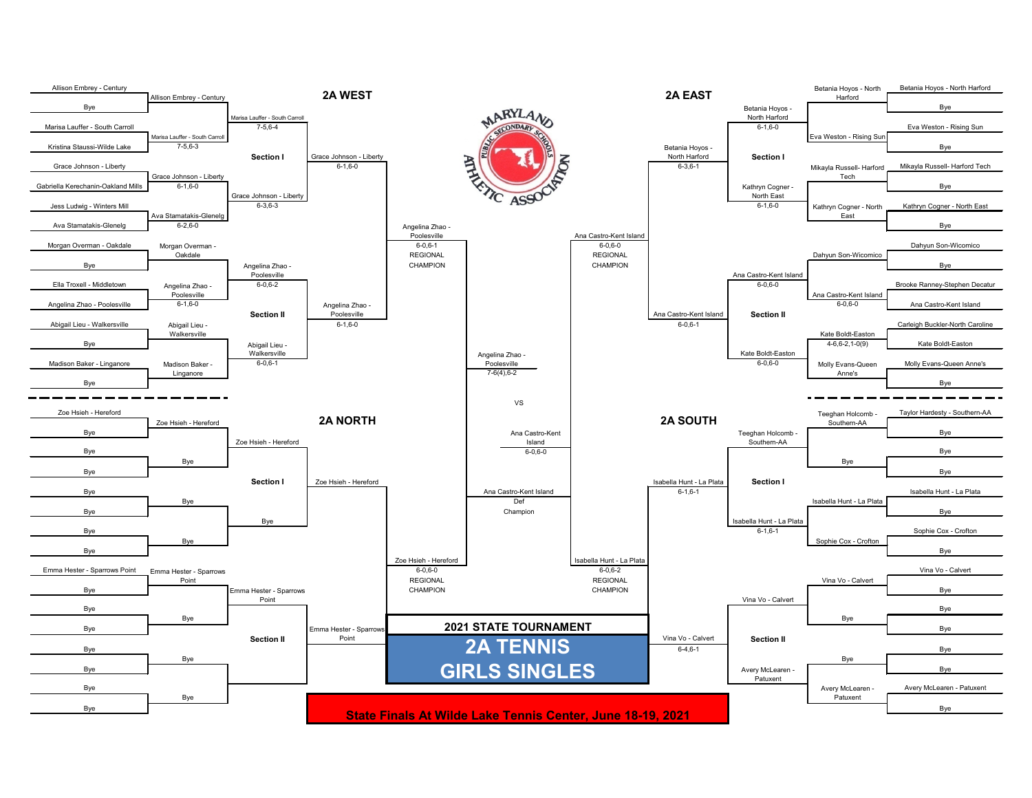# 2021 STATE TOURNAMENT

## 2A TENNIS GIRLS SINGLES

**State Finals At Wilde Lake Tennis Center, June 18-19, 2021**

## 2A WEST

### Section I

| First Round | Second Round | Section Semifinal | Section Final |
|---|---|---|---|
| Allison Embrey - Century | Allison Embrey - Century | Marisa Lauffer - South Carroll 7-5,6-4 | Grace Johnson - Liberty 6-1,6-0 |
| Bye | | | |
| Marisa Lauffer - South Carroll | Marisa Lauffer - South Carroll 7-5,6-3 | | |
| Kristina Staussi-Wilde Lake | | | |
| Grace Johnson - Liberty | Grace Johnson - Liberty 6-1,6-0 | Grace Johnson - Liberty 6-3,6-3 | |
| Gabriella Kerechanin-Oakland Mills | | | |
| Jess Ludwig - Winters Mill | Ava Stamatakis-Glenelg 6-2,6-0 | | |
| Ava Stamatakis-Glenelg | | | |

### Section II

| First Round | Second Round | Section Semifinal | Section Final |
|---|---|---|---|
| Morgan Overman - Oakdale | Morgan Overman - Oakdale | Angelina Zhao - Poolesville 6-0,6-2 | Angelina Zhao - Poolesville 6-1,6-0 |
| Bye | | | |
| Ella Troxell - Middletown | Angelina Zhao - Poolesville 6-1,6-0 | | |
| Angelina Zhao - Poolesville | | | |
| Abigail Lieu - Walkersville | Abigail Lieu - Walkersville | Abigail Lieu - Walkersville 6-0,6-1 | |
| Bye | | | |
| Madison Baker - Linganore | Madison Baker - Linganore | | |
| Bye | | | |

**Regional Final:** Angelina Zhao - Poolesville 6-0,6-1 REGIONAL CHAMPION

## 2A EAST

### Section I

| First Round | Second Round | Section Semifinal | Section Final |
|---|---|---|---|
| Betania Hoyos - North Harford | Betania Hoyos - North Harford | Betania Hoyos - North Harford 6-1,6-0 | Betania Hoyos - North Harford 6-3,6-1 |
| Bye | | | |
| Eva Weston - Rising Sun | Eva Weston - Rising Sun | | |
| Bye | | | |
| Mikayla Russell- Harford Tech | Mikayla Russell- Harford Tech | Kathryn Cogner - North East 6-1,6-0 | |
| Bye | | | |
| Kathryn Cogner - North East | Kathryn Cogner - North East | | |
| Bye | | | |

### Section II

| First Round | Second Round | Section Semifinal | Section Final |
|---|---|---|---|
| Dahyun Son-Wicomico | Dahyun Son-Wicomico | Ana Castro-Kent Island 6-0,6-0 | Ana Castro-Kent Island 6-0,6-1 |
| Bye | | | |
| Brooke Ranney-Stephen Decatur | Ana Castro-Kent Island 6-0,6-0 | | |
| Ana Castro-Kent Island | | | |
| Carleigh Buckler-North Caroline | Kate Boldt-Easton 4-6,6-2,1-0(9) | Kate Boldt-Easton 6-0,6-0 | |
| Kate Boldt-Easton | | | |
| Molly Evans-Queen Anne's | Molly Evans-Queen Anne's | | |
| Bye | | | |

**Regional Final:** Ana Castro-Kent Island 6-0,6-0 REGIONAL CHAMPION

## 2A NORTH

### Section I

| First Round | Second Round | Section Semifinal | Section Final |
|---|---|---|---|
| Zoe Hsieh - Hereford | Zoe Hsieh - Hereford | Zoe Hsieh - Hereford | Zoe Hsieh - Hereford |
| Bye | | | |
| Bye | Bye | | |
| Bye | | | |
| Bye | Bye | Bye | |
| Bye | | | |
| Bye | Bye | | |
| Bye | | | |

### Section II

| First Round | Second Round | Section Semifinal | Section Final |
|---|---|---|---|
| Emma Hester - Sparrows Point | Emma Hester - Sparrows Point | Emma Hester - Sparrows Point | Emma Hester - Sparrows Point |
| Bye | | | |
| Bye | Bye | | |
| Bye | | | |
| Bye | Bye | Bye | |
| Bye | | | |
| Bye | Bye | | |
| Bye | | | |

**Regional Final:** Zoe Hsieh - Hereford 6-0,6-0 REGIONAL CHAMPION

## 2A SOUTH

### Section I

| First Round | Second Round | Section Semifinal | Section Final |
|---|---|---|---|
| Taylor Hardesty - Southern-AA | Teeghan Holcomb - Southern-AA | Teeghan Holcomb - Southern-AA | Isabella Hunt - La Plata 6-1,6-1 |
| Bye | | | |
| Bye | Bye | | |
| Bye | | | |
| Isabella Hunt - La Plata | Isabella Hunt - La Plata | Isabella Hunt - La Plata 6-1,6-1 | |
| Bye | | | |
| Sophie Cox - Crofton | Sophie Cox - Crofton | | |
| Bye | | | |

### Section II

| First Round | Second Round | Section Semifinal | Section Final |
|---|---|---|---|
| Vina Vo - Calvert | Vina Vo - Calvert | Vina Vo - Calvert | Vina Vo - Calvert 6-4,6-1 |
| Bye | | | |
| Bye | Bye | | |
| Bye | | | |
| Bye | Bye | Avery McLearen - Patuxent | |
| Bye | | | |
| Avery McLearen - Patuxent | Avery McLearen - Patuxent | | |
| Bye | | | |

**Regional Final:** Isabella Hunt - La Plata 6-0,6-2 REGIONAL CHAMPION

## State Semifinals

- Angelina Zhao - Poolesville 7-6(4),6-2
- Ana Castro-Kent Island 6-0,6-0

## State Final

Angelina Zhao - Poolesville

VS

Ana Castro-Kent Island

**Ana Castro-Kent Island** Def Champion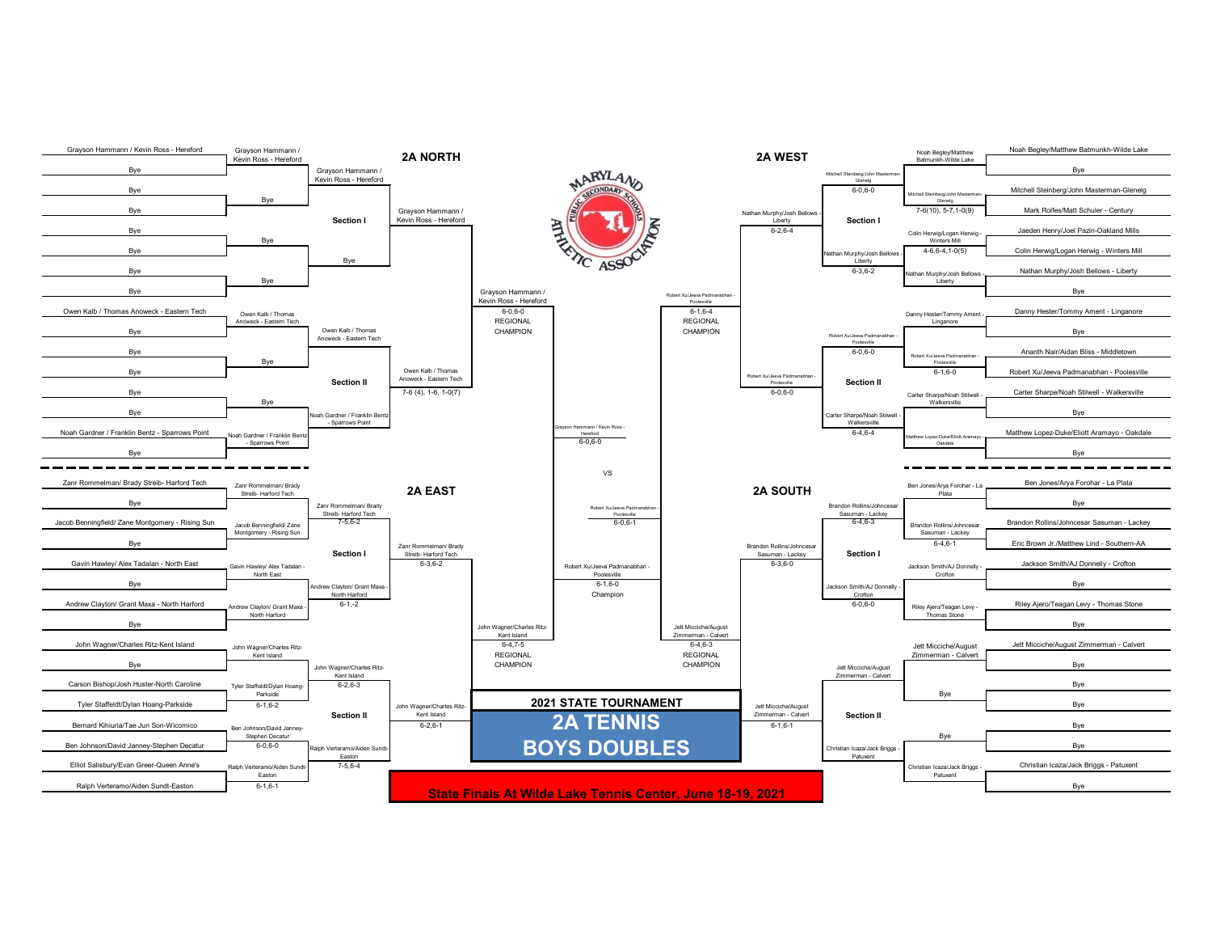# 2021 STATE TOURNAMENT

## 2A TENNIS BOYS DOUBLES

**State Finals At Wilde Lake Tennis Center, June 18-19, 2021**

## 2A NORTH

### Section I

**First Round**
- Grayson Hammann / Kevin Ross - Hereford vs Bye
- Bye vs Bye
- Bye vs Bye
- Bye vs Bye

**Second Round**
- Grayson Hammann / Kevin Ross - Hereford
- Bye
- Bye
- Bye

**Third Round**
- Grayson Hammann / Kevin Ross - Hereford
- Bye

**Section I Champion:** Grayson Hammann / Kevin Ross - Hereford

### Section II

**First Round**
- Owen Kalb / Thomas Anoweck - Eastern Tech vs Bye
- Bye vs Bye
- Bye vs Bye
- Noah Gardner / Franklin Bentz - Sparrows Point vs Bye

**Second Round**
- Owen Kalb / Thomas Anoweck - Eastern Tech
- Bye
- Bye
- Noah Gardner / Franklin Bentz - Sparrows Point

**Third Round**
- Owen Kalb / Thomas Anoweck - Eastern Tech
- Noah Gardner / Franklin Bentz - Sparrows Point

**Section II Champion:** Owen Kalb / Thomas Anoweck - Eastern Tech 7-6 (4), 1-6, 1-0(7)

**REGIONAL CHAMPION:** Grayson Hammann / Kevin Ross - Hereford 6-0,6-0

## 2A WEST

### Section I

**First Round**
- Noah Begley/Matthew Batmunkh-Wilde Lake vs Bye
- Mitchell Steinberg/John Masterman-Glenelg vs Mark Rolfes/Matt Schuler - Century
- Jaeden Henry/Joel Pazin-Oakland Mills vs Colin Herwig/Logan Herwig - Winters Mill
- Nathan Murphy/Josh Bellows - Liberty vs Bye

**Second Round**
- Noah Begley/Matthew Batmunkh-Wilde Lake
- Mitchell Steinberg/John Masterman-Glenelg 7-6(10), 5-7,1-0(9)
- Colin Herwig/Logan Herwig - Winters Mill 4-6,6-4,1-0(5)
- Nathan Murphy/Josh Bellows - Liberty

**Third Round**
- Mitchell Steinberg/John Masterman-Glenelg 6-0,6-0
- Nathan Murphy/Josh Bellows - Liberty 6-3,6-2

**Section I Champion:** Nathan Murphy/Josh Bellows - Liberty 6-2,6-4

### Section II

**First Round**
- Danny Hester/Tommy Ament - Linganore vs Bye
- Ananth Nair/Aidan Bliss - Middletown vs Robert Xu/Jeeva Padmanabhan - Poolesville
- Carter Sharpe/Noah Stilwell - Walkersville vs Bye
- Matthew Lopez-Duke/Elliott Aramayo - Oakdale vs Bye

**Second Round**
- Danny Hester/Tommy Ament - Linganore
- Robert Xu/Jeeva Padmanabhan - Poolesville 6-1,6-0
- Carter Sharpe/Noah Stilwell - Walkersville
- Matthew Lopez-Duke/Elliott Aramayo - Oakdale

**Third Round**
- Robert Xu/Jeeva Padmanabhan - Poolesville 6-0,6-0
- Carter Sharpe/Noah Stilwell - Walkersville 6-4,6-4

**Section II Champion:** Robert Xu/Jeeva Padmanabhan - Poolesville 6-0,6-0

**REGIONAL CHAMPION:** Robert Xu/Jeeva Padmanabhan - Poolesville 6-1,6-4

## Semifinal (North vs West)

Grayson Hammann / Kevin Ross - Hereford 6-0,6-0

VS

## 2A EAST

### Section I

**First Round**
- Zanr Rommelman/ Brady Streib- Harford Tech vs Bye
- Jacob Benningfield/ Zane Montgomery - Rising Sun vs Bye
- Gavin Hawley/ Alex Tadalan - North East vs Bye
- Andrew Clayton/ Grant Maxa - North Harford vs Bye

**Second Round**
- Zanr Rommelman/ Brady Streib- Harford Tech
- Jacob Benningfield/ Zane Montgomery - Rising Sun
- Gavin Hawley/ Alex Tadalan - North East
- Andrew Clayton/ Grant Maxa - North Harford

**Third Round**
- Zanr Rommelman/ Brady Streib- Harford Tech 7-5,6-2
- Andrew Clayton/ Grant Maxa - North Harford 6-1,-2

**Section I Champion:** Zanr Rommelman/ Brady Streib- Harford Tech 6-3,6-2

### Section II

**First Round**
- John Wagner/Charles Ritz-Kent Island vs Bye
- Carson Bishop/Josh Huster-North Caroline vs Tyler Staffeldt/Dylan Hoang-Parkside
- Bernard Kihiuria/Tae Jun Son-Wicomico vs Ben Johnson/David Janney-Stephen Decatur
- Elliot Salisbury/Evan Greer-Queen Anne's vs Ralph Verteramo/Aiden Sundt-Easton

**Second Round**
- John Wagner/Charles Ritz-Kent Island
- Tyler Staffeldt/Dylan Hoang-Parkside 6-1,6-2
- Ben Johnson/David Janney-Stephen Decatur 6-0,6-0
- Ralph Verteramo/Aiden Sundt-Easton 6-1,6-1

**Third Round**
- John Wagner/Charles Ritz-Kent Island 6-2,6-3
- Ralph Verteramo/Aiden Sundt-Easton 7-5,6-4

**Section II Champion:** John Wagner/Charles Ritz-Kent Island 6-2,6-1

**REGIONAL CHAMPION:** John Wagner/Charles Ritz-Kent Island 6-4,7-5

## 2A SOUTH

### Section I

**First Round**
- Ben Jones/Arya Forohar - La Plata vs Bye
- Brandon Rollins/Johncesar Sasuman - Lackey vs Eric Brown Jr./Matthew Lind - Southern-AA
- Jackson Smith/AJ Donnelly - Crofton vs Bye
- Riley Ajero/Teagan Levy - Thomas Stone vs Bye

**Second Round**
- Ben Jones/Arya Forohar - La Plata
- Brandon Rollins/Johncesar Sasuman - Lackey 6-4,6-1
- Jackson Smith/AJ Donnelly - Crofton
- Riley Ajero/Teagan Levy - Thomas Stone

**Third Round**
- Brandon Rollins/Johncesar Sasuman - Lackey 6-4,6-3
- Jackson Smith/AJ Donnelly - Crofton 6-0,6-0

**Section I Champion:** Brandon Rollins/Johncesar Sasuman - Lackey 6-3,6-0

### Section II

**First Round**
- Jett Micciche/August Zimmerman - Calvert vs Bye
- Bye vs Bye
- Bye vs Bye
- Christian Icaza/Jack Briggs - Patuxent vs Bye

**Second Round**
- Jett Micciche/August Zimmerman - Calvert
- Bye
- Bye
- Christian Icaza/Jack Briggs - Patuxent

**Third Round**
- Jett Micciche/August Zimmerman - Calvert
- Christian Icaza/Jack Briggs - Patuxent

**Section II Champion:** Jett Micciche/August Zimmerman - Calvert 6-1,6-1

**REGIONAL CHAMPION:** Jett Micciche/August Zimmerman - Calvert 6-4,6-3

## Semifinal (East vs South)

Robert Xu/Jeeva Padmanabhan - Poolesville 6-0,6-1

## Final

Robert Xu/Jeeva Padmanabhan - Poolesville 6-1,6-0

Champion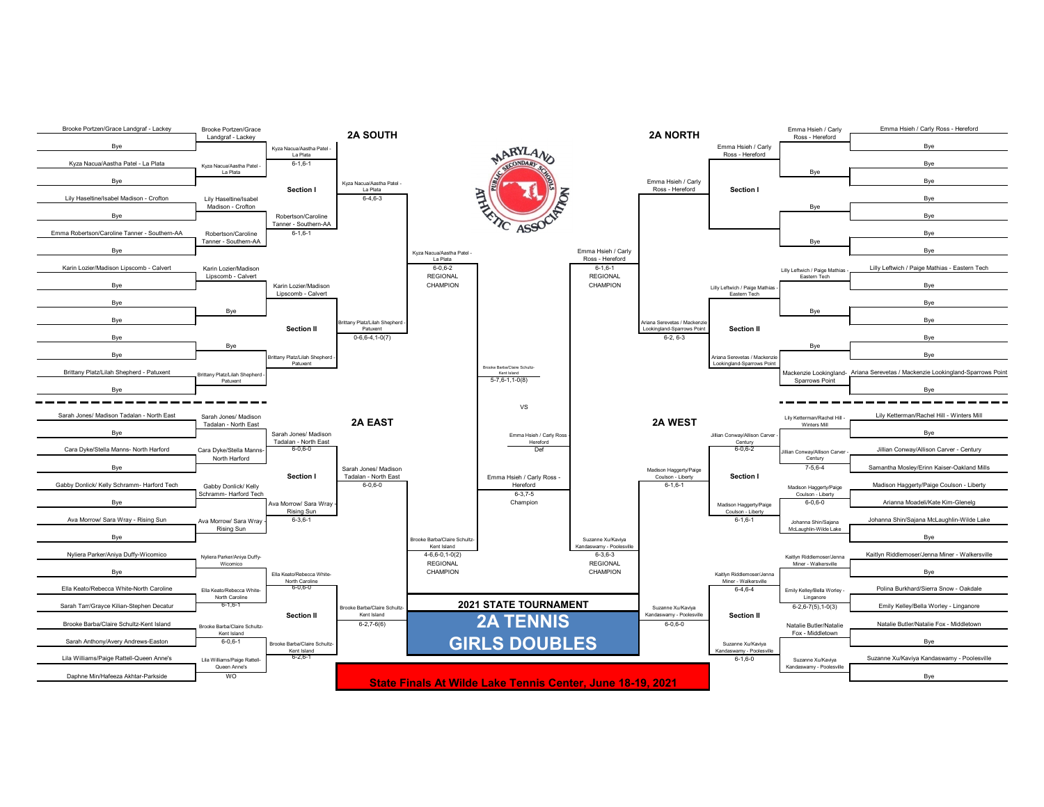# 2021 STATE TOURNAMENT

# 2A TENNIS GIRLS DOUBLES

**State Finals At Wilde Lake Tennis Center, June 18-19, 2021**

## 2A SOUTH

### Section I

| First Round | Second Round | Quarterfinal | Semifinal |
|---|---|---|---|
| Brooke Portzen/Grace Landgraf - Lackey | Brooke Portzen/Grace Landgraf - Lackey | | |
| Bye | | Kyza Nacua/Aastha Patel - La Plata 6-1,6-1 | |
| Kyza Nacua/Aastha Patel - La Plata | Kyza Nacua/Aastha Patel - La Plata | | Kyza Nacua/Aastha Patel - La Plata 6-4,6-3 |
| Bye | | | |
| Lily Haseltine/Isabel Madison - Crofton | Lily Haseltine/Isabel Madison - Crofton | | |
| Bye | | Robertson/Caroline Tanner - Southern-AA 6-1,6-1 | |
| Emma Robertson/Caroline Tanner - Southern-AA | Robertson/Caroline Tanner - Southern-AA | | |
| Bye | | | |

### Section II

| First Round | Second Round | Quarterfinal | Semifinal |
|---|---|---|---|
| Karin Lozier/Madison Lipscomb - Calvert | Karin Lozier/Madison Lipscomb - Calvert | | |
| Bye | | Karin Lozier/Madison Lipscomb - Calvert | |
| Bye | Bye | | Brittany Platz/Lilah Shepherd - Patuxent 0-6,6-4,1-0(7) |
| Bye | | | |
| Bye | Bye | | |
| Bye | | Brittany Platz/Lilah Shepherd - Patuxent | |
| Brittany Platz/Lilah Shepherd - Patuxent | Brittany Platz/Lilah Shepherd - Patuxent | | |
| Bye | | | |

**2A South Regional Champion:** Kyza Nacua/Aastha Patel - La Plata 6-0,6-2

## 2A NORTH

### Section I

| First Round | Second Round | Quarterfinal | Semifinal |
|---|---|---|---|
| Emma Hsieh / Carly Ross - Hereford | Emma Hsieh / Carly Ross - Hereford | | |
| Bye | | Emma Hsieh / Carly Ross - Hereford | |
| Bye | Bye | | Emma Hsieh / Carly Ross - Hereford |
| Bye | | | |
| Bye | Bye | | |
| Bye | | | |
| Bye | Bye | | |
| Bye | | | |

### Section II

| First Round | Second Round | Quarterfinal | Semifinal |
|---|---|---|---|
| Lilly Leftwich / Paige Mathias - Eastern Tech | Lilly Leftwich / Paige Mathias - Eastern Tech | | |
| Bye | | Lilly Leftwich / Paige Mathias - Eastern Tech | |
| Bye | Bye | | Ariana Serevetas / Mackenzie Lookingland-Sparrows Point 6-2, 6-3 |
| Bye | | | |
| Bye | Bye | | |
| Bye | | Ariana Serevetas / Mackenzie Lookingland-Sparrows Point | |
| Ariana Serevetas / Mackenzie Lookingland-Sparrows Point | Mackenzie Lookingland-Sparrows Point | | |
| Bye | | | |

**2A North Regional Champion:** Emma Hsieh / Carly Ross - Hereford 6-1,6-1

## 2A EAST

### Section I

| First Round | Second Round | Quarterfinal | Semifinal |
|---|---|---|---|
| Sarah Jones/ Madison Tadalan - North East | Sarah Jones/ Madison Tadalan - North East | | |
| Bye | | Sarah Jones/ Madison Tadalan - North East 6-0,6-0 | |
| Cara Dyke/Stella Manns- North Harford | Cara Dyke/Stella Manns- North Harford | | Sarah Jones/ Madison Tadalan - North East 6-0,6-0 |
| Bye | | | |
| Gabby Donlick/ Kelly Schramm- Harford Tech | Gabby Donlick/ Kelly Schramm- Harford Tech | | |
| Bye | | Ava Morrow/ Sara Wray - Rising Sun 6-3,6-1 | |
| Ava Morrow/ Sara Wray - Rising Sun | Ava Morrow/ Sara Wray - Rising Sun | | |
| Bye | | | |

### Section II

| First Round | Second Round | Quarterfinal | Semifinal |
|---|---|---|---|
| Nyliera Parker/Aniya Duffy-Wicomico | Nyliera Parker/Aniya Duffy-Wicomico | | |
| Bye | | Ella Keato/Rebecca White-North Caroline 6-0,6-0 | |
| Ella Keato/Rebecca White-North Caroline | Ella Keato/Rebecca White-North Caroline 6-1,6-1 | | Brooke Barba/Claire Schultz-Kent Island 6-2,7-6(6) |
| Sarah Tarr/Grayce Kilian-Stephen Decatur | | | |
| Brooke Barba/Claire Schultz-Kent Island | Brooke Barba/Claire Schultz-Kent Island 6-0,6-1 | | |
| Sarah Anthony/Avery Andrews-Easton | | Brooke Barba/Claire Schultz-Kent Island 6-2,6-1 | |
| Lila Williams/Paige Rattell-Queen Anne's | Lila Williams/Paige Rattell-Queen Anne's WO | | |
| Daphne Min/Hafeeza Akhtar-Parkside | | | |

**2A East Regional Champion:** Brooke Barba/Claire Schultz-Kent Island 4-6,6-0,1-0(2)

## 2A WEST

### Section I

| First Round | Second Round | Quarterfinal | Semifinal |
|---|---|---|---|
| Lily Ketterman/Rachel Hill - Winters Mill | Lily Ketterman/Rachel Hill - Winters Mill | | |
| Bye | | Jillian Conway/Allison Carver - Century 6-0,6-2 | |
| Jillian Conway/Allison Carver - Century | Jillian Conway/Allison Carver - Century 7-5,6-4 | | Madison Haggerty/Paige Coulson - Liberty 6-1,6-1 |
| Samantha Mosley/Erinn Kaiser-Oakland Mills | | | |
| Madison Haggerty/Paige Coulson - Liberty | Madison Haggerty/Paige Coulson - Liberty 6-0,6-0 | | |
| Arianna Moadeli/Kate Kim-Glenelg | | Madison Haggerty/Paige Coulson - Liberty 6-1,6-1 | |
| Johanna Shin/Sajana McLaughlin-Wilde Lake | Johanna Shin/Sajana McLaughlin-Wilde Lake | | |
| Bye | | | |

### Section II

| First Round | Second Round | Quarterfinal | Semifinal |
|---|---|---|---|
| Kaitlyn Riddlemoser/Jenna Miner - Walkersville | Kaitlyn Riddlemoser/Jenna Miner - Walkersville | | |
| Bye | | Kaitlyn Riddlemoser/Jenna Miner - Walkersville 6-4,6-4 | |
| Polina Burkhard/Sierra Snow - Oakdale | Emily Kelley/Bella Worley - Linganore 6-2,6-7(5),1-0(3) | | Suzanne Xu/Kaviya Kandaswamy - Poolesville 6-0,6-0 |
| Emily Kelley/Bella Worley - Linganore | | | |
| Natalie Butler/Natalie Fox - Middletown | Natalie Butler/Natalie Fox - Middletown | | |
| Bye | | Suzanne Xu/Kaviya Kandaswamy - Poolesville 6-1,6-0 | |
| Suzanne Xu/Kaviya Kandaswamy - Poolesville | Suzanne Xu/Kaviya Kandaswamy - Poolesville | | |
| Bye | | | |

**2A West Regional Champion:** Suzanne Xu/Kaviya Kandaswamy - Poolesville 6-3,6-3

## State Semifinals and Final

- Kyza Nacua/Aastha Patel - La Plata vs. Emma Hsieh / Carly Ross - Hereford: **Emma Hsieh / Carly Ross - Hereford** 6-1,6-1
- Brooke Barba/Claire Schultz-Kent Island vs. Suzanne Xu/Kaviya Kandaswamy - Poolesville: **Brooke Barba/Claire Schultz-Kent Island** 5-7,6-1,1-0(8)

**Final:** Brooke Barba/Claire Schultz-Kent Island 5-7,6-1,1-0(8) VS Emma Hsieh / Carly Ross - Hereford Def

**Champion:** Emma Hsieh / Carly Ross - Hereford 6-3,7-5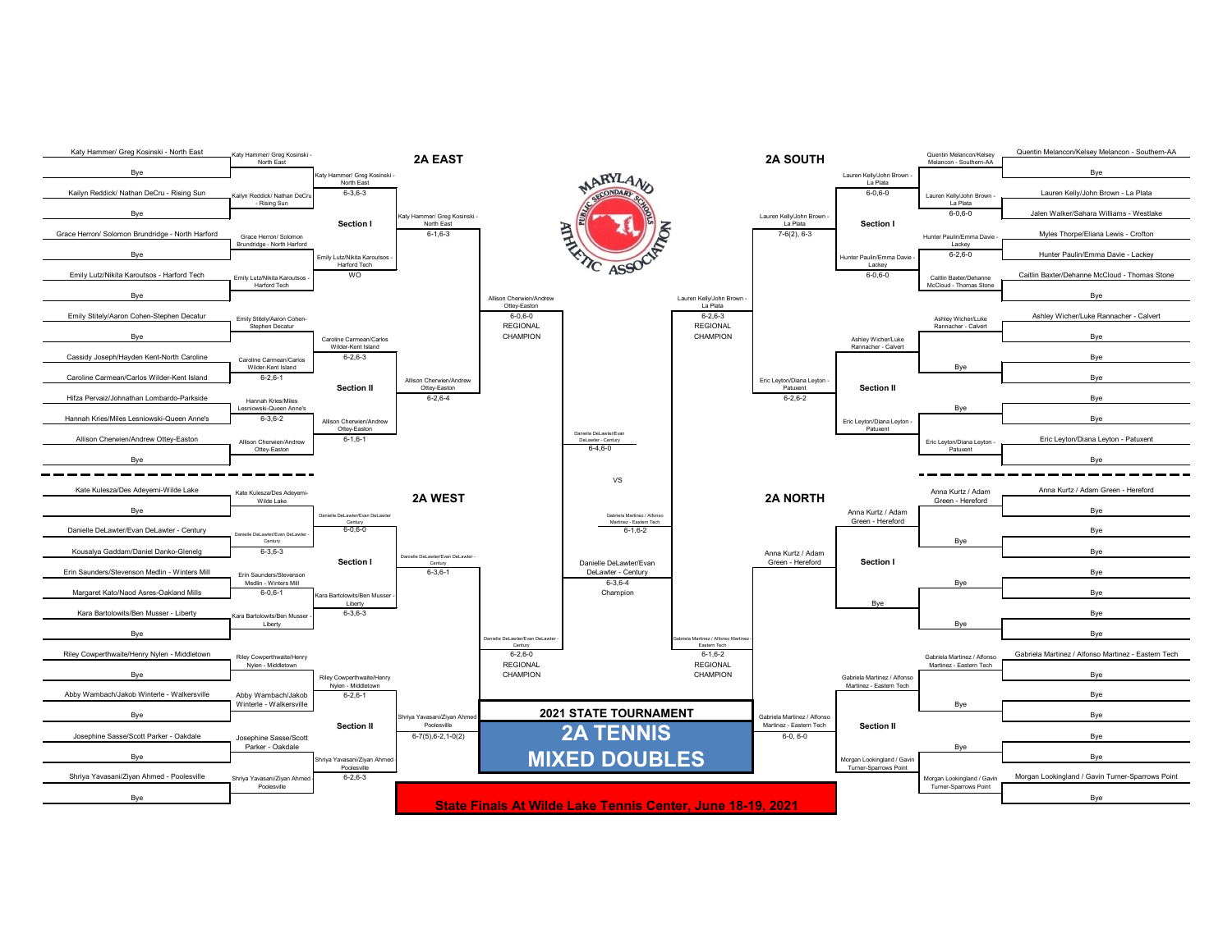# 2021 STATE TOURNAMENT

# 2A TENNIS MIXED DOUBLES

**State Finals At Wilde Lake Tennis Center, June 18-19, 2021**

## 2A EAST

### Section I

**First Round**
- Katy Hammer/ Greg Kosinski - North East vs Bye
- Kailyn Reddick/ Nathan DeCru - Rising Sun vs Bye
- Grace Herron/ Solomon Brundridge - North Harford vs Bye
- Emily Lutz/Nikita Karoutsos - Harford Tech vs Bye

**Second Round**
- Katy Hammer/ Greg Kosinski - North East def. Kailyn Reddick/ Nathan DeCru - Rising Sun, 6-3,6-3
- Emily Lutz/Nikita Karoutsos - Harford Tech def. Grace Herron/ Solomon Brundridge - North Harford, WO

**Section Final**
- Katy Hammer/ Greg Kosinski - North East, 6-1,6-3

### Section II

**First Round**
- Emily Stitely/Aaron Cohen-Stephen Decatur vs Bye
- Cassidy Joseph/Hayden Kent-North Caroline vs Caroline Carmean/Carlos Wilder-Kent Island — Caroline Carmean/Carlos Wilder-Kent Island, 6-2,6-1
- Hifza Pervaiz/Johnathan Lombardo-Parkside vs Hannah Kries/Miles Lesniowski-Queen Anne's — Hannah Kries/Miles Lesniowski-Queen Anne's, 6-3,6-2
- Allison Cherwien/Andrew Ottey-Easton vs Bye

**Second Round**
- Caroline Carmean/Carlos Wilder-Kent Island, 6-2,6-3
- Allison Cherwien/Andrew Ottey-Easton, 6-1,6-1

**Section Final**
- Allison Cherwien/Andrew Ottey-Easton, 6-2,6-4

**REGIONAL CHAMPION:** Allison Cherwien/Andrew Ottey-Easton, 6-0,6-0

## 2A SOUTH

### Section I

**First Round**
- Quentin Melancon/Kelsey Melancon - Southern-AA vs Bye
- Lauren Kelly/John Brown - La Plata vs Jalen Walker/Sahara Williams - Westlake — Lauren Kelly/John Brown - La Plata, 6-0,6-0
- Myles Thorpe/Eliana Lewis - Crofton vs Hunter Paulin/Emma Davie - Lackey — Hunter Paulin/Emma Davie - Lackey, 6-2,6-0
- Caitlin Baxter/Dehanne McCloud - Thomas Stone vs Bye

**Second Round**
- Lauren Kelly/John Brown - La Plata, 6-0,6-0
- Hunter Paulin/Emma Davie - Lackey, 6-0,6-0

**Section Final**
- Lauren Kelly/John Brown - La Plata, 7-6(2), 6-3

### Section II

**First Round**
- Ashley Wicher/Luke Rannacher - Calvert vs Bye
- Bye vs Bye
- Bye vs Bye
- Eric Leyton/Diana Leyton - Patuxent vs Bye

**Second Round**
- Ashley Wicher/Luke Rannacher - Calvert
- Eric Leyton/Diana Leyton - Patuxent

**Section Final**
- Eric Leyton/Diana Leyton - Patuxent, 6-2,6-2

**REGIONAL CHAMPION:** Lauren Kelly/John Brown - La Plata, 6-2,6-3

## 2A WEST

### Section I

**First Round**
- Kate Kulesza/Des Adeyemi-Wilde Lake vs Bye
- Danielle DeLawter/Evan DeLawter - Century vs Kousalya Gaddam/Daniel Danko-Glenelg — Danielle DeLawter/Evan DeLawter - Century, 6-3,6-3
- Erin Saunders/Stevenson Medlin - Winters Mill vs Margaret Kato/Naod Asres-Oakland Mills — Erin Saunders/Stevenson Medlin - Winters Mill, 6-0,6-1
- Kara Bartolowits/Ben Musser - Liberty vs Bye

**Second Round**
- Danielle DeLawter/Evan DeLawter - Century, 6-0,6-0
- Kara Bartolowits/Ben Musser - Liberty, 6-3,6-3

**Section Final**
- Danielle DeLawter/Evan DeLawter - Century, 6-3,6-1

### Section II

**First Round**
- Riley Cowperthwaite/Henry Nylen - Middletown vs Bye
- Abby Wambach/Jakob Winterle - Walkersville vs Bye
- Josephine Sasse/Scott Parker - Oakdale vs Bye
- Shriya Yavasani/Ziyan Ahmed - Poolesville vs Bye

**Second Round**
- Riley Cowperthwaite/Henry Nylen - Middletown, 6-2,6-1
- Shriya Yavasani/Ziyan Ahmed - Poolesville, 6-2,6-3

**Section Final**
- Shriya Yavasani/Ziyan Ahmed - Poolesville, 6-7(5),6-2,1-0(2)

**REGIONAL CHAMPION:** Danielle DeLawter/Evan DeLawter - Century, 6-2,6-0

## 2A NORTH

### Section I

**First Round**
- Anna Kurtz / Adam Green - Hereford vs Bye
- Bye vs Bye
- Bye vs Bye
- Bye vs Bye

**Second Round**
- Anna Kurtz / Adam Green - Hereford
- Bye

**Section Final**
- Anna Kurtz / Adam Green - Hereford

### Section II

**First Round**
- Gabriela Martinez / Alfonso Martinez - Eastern Tech vs Bye
- Bye vs Bye
- Bye vs Bye
- Morgan Lookingland / Gavin Turner-Sparrows Point vs Bye

**Second Round**
- Gabriela Martinez / Alfonso Martinez - Eastern Tech
- Morgan Lookingland / Gavin Turner-Sparrows Point

**Section Final**
- Gabriela Martinez / Alfonso Martinez - Eastern Tech, 6-0, 6-0

**REGIONAL CHAMPION:** Gabriela Martinez / Alfonso Martinez - Eastern Tech, 6-1,6-2

## STATE SEMIFINALS

- Danielle DeLawter/Evan DeLawter - Century, 6-4,6-0
- Gabriela Martinez / Alfonso Martinez - Eastern Tech, 6-1,6-2

## STATE FINAL

Danielle DeLawter/Evan DeLawter - Century vs Gabriela Martinez / Alfonso Martinez - Eastern Tech

**Champion:** Danielle DeLawter/Evan DeLawter - Century, 6-3,6-4